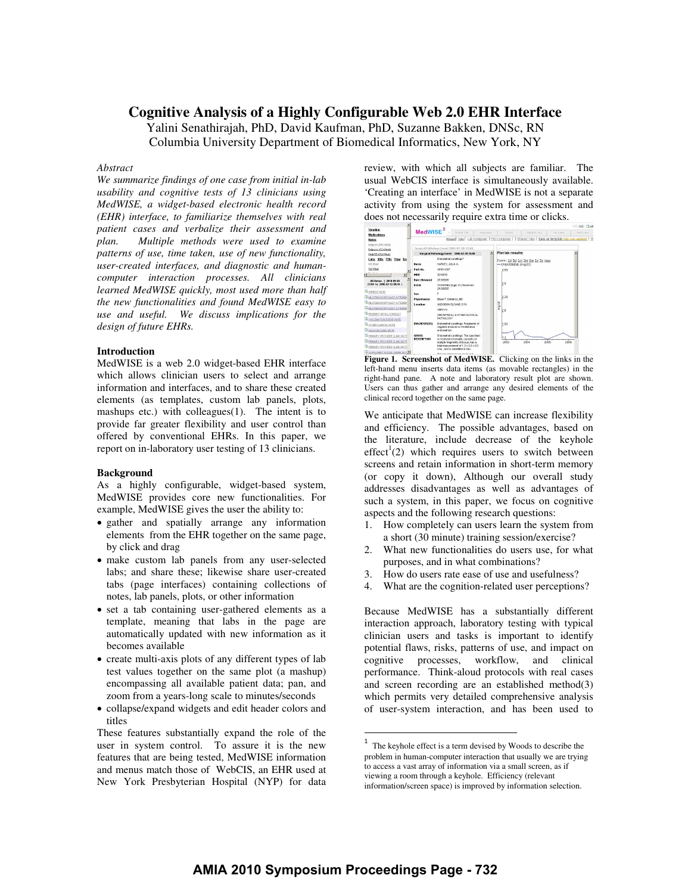# Cognitive Analysis of a Highly Configurable Web 2.0 EHR Interface

Yalini Senathirajah, PhD, David Kaufman, PhD, Suzanne Bakken, DNSc, RN
Columbia University Department of Biomedical Informatics, New York, NY

*Abstract*

*We summarize findings of one case from initial in-lab usability and cognitive tests of 13 clinicians using MedWISE, a widget-based electronic health record (EHR) interface, to familiarize themselves with real patient cases and verbalize their assessment and plan. Multiple methods were used to examine patterns of use, time taken, use of new functionality, user-created interfaces, and diagnostic and human-computer interaction processes. All clinicians learned MedWISE quickly, most used more than half the new functionalities and found MedWISE easy to use and useful. We discuss implications for the design of future EHRs.*

## Introduction

MedWISE is a web 2.0 widget-based EHR interface which allows clinician users to select and arrange information and interfaces, and to share these created elements (as templates, custom lab panels, plots, mashups etc.) with colleagues(1). The intent is to provide far greater flexibility and user control than offered by conventional EHRs. In this paper, we report on in-laboratory user testing of 13 clinicians.

## Background

As a highly configurable, widget-based system, MedWISE provides core new functionalities. For example, MedWISE gives the user the ability to:

- gather and spatially arrange any information elements from the EHR together on the same page, by click and drag
- make custom lab panels from any user-selected labs; and share these; likewise share user-created tabs (page interfaces) containing collections of notes, lab panels, plots, or other information
- set a tab containing user-gathered elements as a template, meaning that labs in the page are automatically updated with new information as it becomes available
- create multi-axis plots of any different types of lab test values together on the same plot (a mashup) encompassing all available patient data; pan, and zoom from a years-long scale to minutes/seconds
- collapse/expand widgets and edit header colors and titles

These features substantially expand the role of the user in system control. To assure it is the new features that are being tested, MedWISE information and menus match those of WebCIS, an EHR used at New York Presbyterian Hospital (NYP) for data review, with which all subjects are familiar. The usual WebCIS interface is simultaneously available. 'Creating an interface' in MedWISE is not a separate activity from using the system for assessment and does not necessarily require extra time or clicks.

**Figure 1. Screenshot of MedWISE.** Clicking on the links in the left-hand menu inserts data items (as movable rectangles) in the right-hand pane. A note and laboratory result plot are shown. Users can thus gather and arrange any desired elements of the clinical record together on the same page.

We anticipate that MedWISE can increase flexibility and efficiency. The possible advantages, based on the literature, include decrease of the keyhole effect[1](2) which requires users to switch between screens and retain information in short-term memory (or copy it down), Although our overall study addresses disadvantages as well as advantages of such a system, in this paper, we focus on cognitive aspects and the following research questions:

1. How completely can users learn the system from a short (30 minute) training session/exercise?
2. What new functionalities do users use, for what purposes, and in what combinations?
3. How do users rate ease of use and usefulness?
4. What are the cognition-related user perceptions?

Because MedWISE has a substantially different interaction approach, laboratory testing with typical clinician users and tasks is important to identify potential flaws, risks, patterns of use, and impact on cognitive processes, workflow, and clinical performance. Think-aloud protocols with real cases and screen recording are an established method(3) which permits very detailed comprehensive analysis of user-system interaction, and has been used to

---

[1] The keyhole effect is a term devised by Woods to describe the problem in human-computer interaction that usually we are trying to access a vast array of information via a small screen, as if viewing a room through a keyhole. Efficiency (relevant information/screen space) is improved by information selection.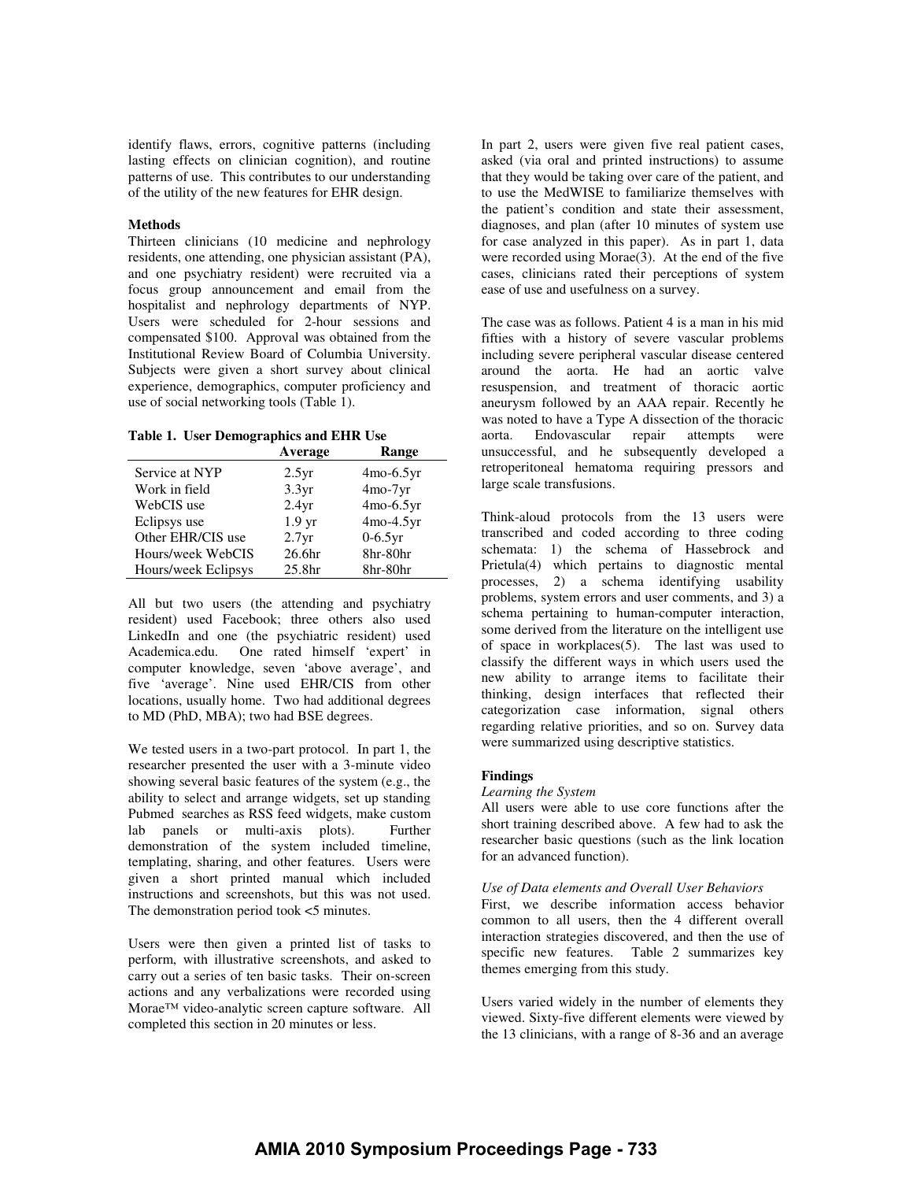identify flaws, errors, cognitive patterns (including lasting effects on clinician cognition), and routine patterns of use. This contributes to our understanding of the utility of the new features for EHR design.

**Methods**

Thirteen clinicians (10 medicine and nephrology residents, one attending, one physician assistant (PA), and one psychiatry resident) were recruited via a focus group announcement and email from the hospitalist and nephrology departments of NYP. Users were scheduled for 2-hour sessions and compensated $100. Approval was obtained from the Institutional Review Board of Columbia University. Subjects were given a short survey about clinical experience, demographics, computer proficiency and use of social networking tools (Table 1).

**Table 1. User Demographics and EHR Use**

| | Average | Range |
|---|---|---|
| Service at NYP | 2.5yr | 4mo-6.5yr |
| Work in field | 3.3yr | 4mo-7yr |
| WebCIS use | 2.4yr | 4mo-6.5yr |
| Eclipsys use | 1.9 yr | 4mo-4.5yr |
| Other EHR/CIS use | 2.7yr | 0-6.5yr |
| Hours/week WebCIS | 26.6hr | 8hr-80hr |
| Hours/week Eclipsys | 25.8hr | 8hr-80hr |

All but two users (the attending and psychiatry resident) used Facebook; three others also used LinkedIn and one (the psychiatric resident) used Academica.edu. One rated himself 'expert' in computer knowledge, seven 'above average', and five 'average'. Nine used EHR/CIS from other locations, usually home. Two had additional degrees to MD (PhD, MBA); two had BSE degrees.

We tested users in a two-part protocol. In part 1, the researcher presented the user with a 3-minute video showing several basic features of the system (e.g., the ability to select and arrange widgets, set up standing Pubmed searches as RSS feed widgets, make custom lab panels or multi-axis plots). Further demonstration of the system included timeline, templating, sharing, and other features. Users were given a short printed manual which included instructions and screenshots, but this was not used. The demonstration period took <5 minutes.

Users were then given a printed list of tasks to perform, with illustrative screenshots, and asked to carry out a series of ten basic tasks. Their on-screen actions and any verbalizations were recorded using Morae™ video-analytic screen capture software. All completed this section in 20 minutes or less.

In part 2, users were given five real patient cases, asked (via oral and printed instructions) to assume that they would be taking over care of the patient, and to use the MedWISE to familiarize themselves with the patient's condition and state their assessment, diagnoses, and plan (after 10 minutes of system use for case analyzed in this paper). As in part 1, data were recorded using Morae(3). At the end of the five cases, clinicians rated their perceptions of system ease of use and usefulness on a survey.

The case was as follows. Patient 4 is a man in his mid fifties with a history of severe vascular problems including severe peripheral vascular disease centered around the aorta. He had an aortic valve resuspension, and treatment of thoracic aortic aneurysm followed by an AAA repair. Recently he was noted to have a Type A dissection of the thoracic aorta. Endovascular repair attempts were unsuccessful, and he subsequently developed a retroperitoneal hematoma requiring pressors and large scale transfusions.

Think-aloud protocols from the 13 users were transcribed and coded according to three coding schemata: 1) the schema of Hassebrock and Prietula(4) which pertains to diagnostic mental processes, 2) a schema identifying usability problems, system errors and user comments, and 3) a schema pertaining to human-computer interaction, some derived from the literature on the intelligent use of space in workplaces(5). The last was used to classify the different ways in which users used the new ability to arrange items to facilitate their thinking, design interfaces that reflected their categorization case information, signal others regarding relative priorities, and so on. Survey data were summarized using descriptive statistics.

**Findings**

*Learning the System*

All users were able to use core functions after the short training described above. A few had to ask the researcher basic questions (such as the link location for an advanced function).

*Use of Data elements and Overall User Behaviors*

First, we describe information access behavior common to all users, then the 4 different overall interaction strategies discovered, and then the use of specific new features. Table 2 summarizes key themes emerging from this study.

Users varied widely in the number of elements they viewed. Sixty-five different elements were viewed by the 13 clinicians, with a range of 8-36 and an average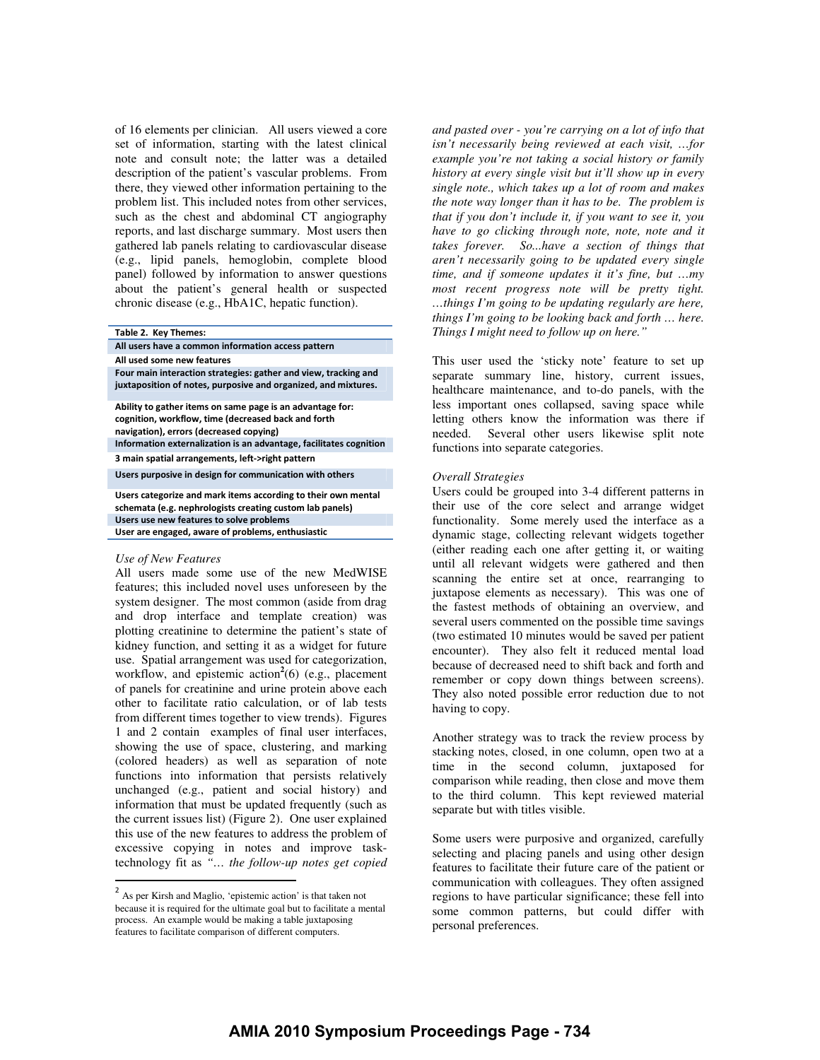of 16 elements per clinician. All users viewed a core set of information, starting with the latest clinical note and consult note; the latter was a detailed description of the patient's vascular problems. From there, they viewed other information pertaining to the problem list. This included notes from other services, such as the chest and abdominal CT angiography reports, and last discharge summary. Most users then gathered lab panels relating to cardiovascular disease (e.g., lipid panels, hemoglobin, complete blood panel) followed by information to answer questions about the patient's general health or suspected chronic disease (e.g., HbA1C, hepatic function).

| Table 2. Key Themes: |
|---|
| All users have a common information access pattern |
| All used some new features |
| Four main interaction strategies: gather and view, tracking and juxtaposition of notes, purposive and organized, and mixtures. |
| Ability to gather items on same page is an advantage for: cognition, workflow, time (decreased back and forth navigation), errors (decreased copying) |
| Information externalization is an advantage, facilitates cognition |
| 3 main spatial arrangements, left->right pattern |
| Users purposive in design for communication with others |
| Users categorize and mark items according to their own mental schemata (e.g. nephrologists creating custom lab panels) |
| Users use new features to solve problems |
| User are engaged, aware of problems, enthusiastic |

*Use of New Features*

All users made some use of the new MedWISE features; this included novel uses unforeseen by the system designer. The most common (aside from drag and drop interface and template creation) was plotting creatinine to determine the patient's state of kidney function, and setting it as a widget for future use. Spatial arrangement was used for categorization, workflow, and epistemic action[2](6) (e.g., placement of panels for creatinine and urine protein above each other to facilitate ratio calculation, or of lab tests from different times together to view trends). Figures 1 and 2 contain examples of final user interfaces, showing the use of space, clustering, and marking (colored headers) as well as separation of note functions into information that persists relatively unchanged (e.g., patient and social history) and information that must be updated frequently (such as the current issues list) (Figure 2). One user explained this use of the new features to address the problem of excessive copying in notes and improve task-technology fit as *"… the follow-up notes get copied and pasted over - you're carrying on a lot of info that isn't necessarily being reviewed at each visit, …for example you're not taking a social history or family history at every single visit but it'll show up in every single note., which takes up a lot of room and makes the note way longer than it has to be. The problem is that if you don't include it, if you want to see it, you have to go clicking through note, note, note and it takes forever. So...have a section of things that aren't necessarily going to be updated every single time, and if someone updates it it's fine, but …my most recent progress note will be pretty tight. …things I'm going to be updating regularly are here, things I'm going to be looking back and forth … here. Things I might need to follow up on here."*

This user used the 'sticky note' feature to set up separate summary line, history, current issues, healthcare maintenance, and to-do panels, with the less important ones collapsed, saving space while letting others know the information was there if needed. Several other users likewise split note functions into separate categories.

*Overall Strategies*

Users could be grouped into 3-4 different patterns in their use of the core select and arrange widget functionality. Some merely used the interface as a dynamic stage, collecting relevant widgets together (either reading each one after getting it, or waiting until all relevant widgets were gathered and then scanning the entire set at once, rearranging to juxtapose elements as necessary). This was one of the fastest methods of obtaining an overview, and several users commented on the possible time savings (two estimated 10 minutes would be saved per patient encounter). They also felt it reduced mental load because of decreased need to shift back and forth and remember or copy down things between screens). They also noted possible error reduction due to not having to copy.

Another strategy was to track the review process by stacking notes, closed, in one column, open two at a time in the second column, juxtaposed for comparison while reading, then close and move them to the third column. This kept reviewed material separate but with titles visible.

Some users were purposive and organized, carefully selecting and placing panels and using other design features to facilitate their future care of the patient or communication with colleagues. They often assigned regions to have particular significance; these fell into some common patterns, but could differ with personal preferences.

---

[2] As per Kirsh and Maglio, 'epistemic action' is that taken not because it is required for the ultimate goal but to facilitate a mental process. An example would be making a table juxtaposing features to facilitate comparison of different computers.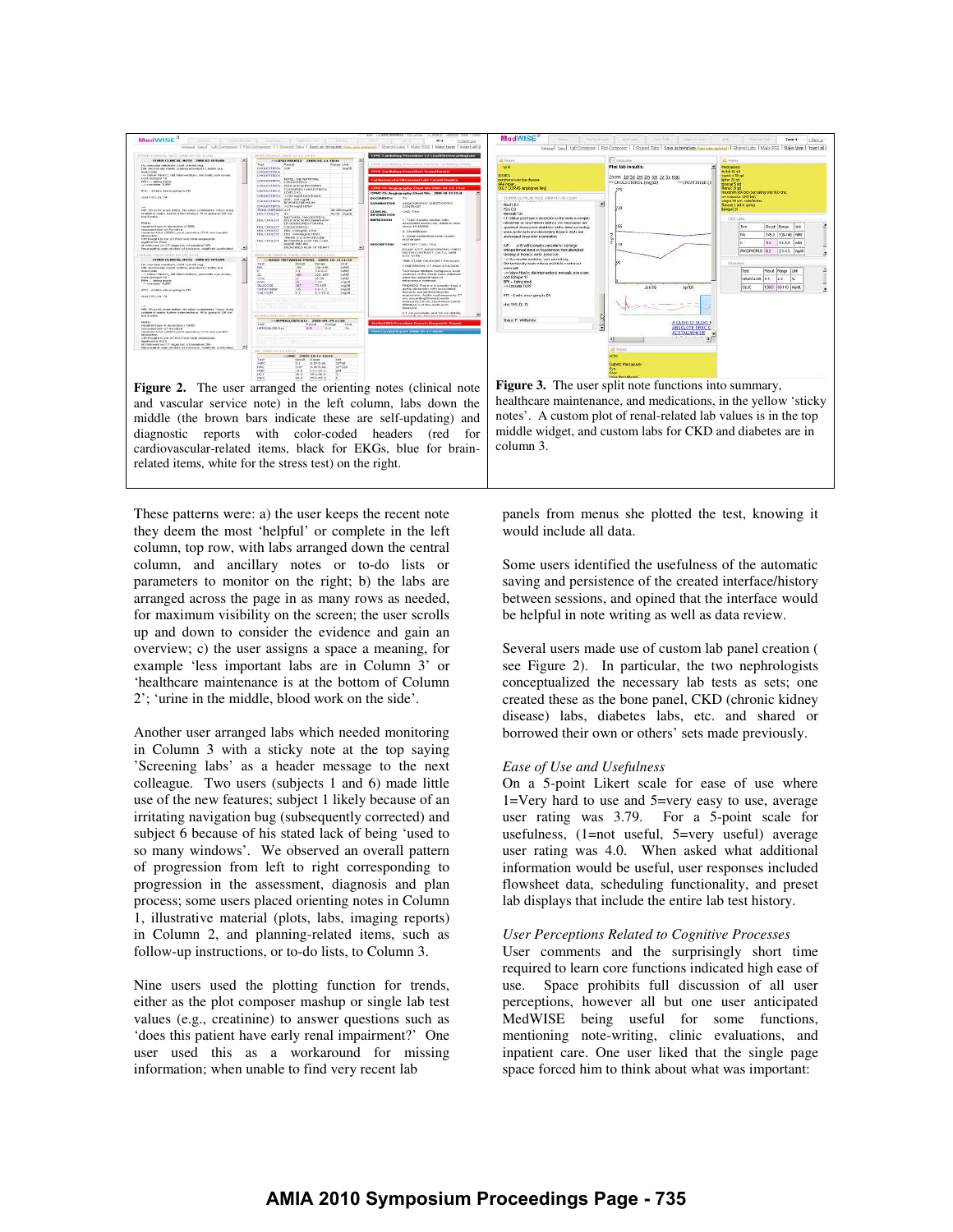**Figure 2.** The user arranged the orienting notes (clinical note and vascular service note) in the left column, labs down the middle (the brown bars indicate these are self-updating) and diagnostic reports with color-coded headers (red for cardiovascular-related items, black for EKGs, blue for brain-related items, white for the stress test) on the right.

**Figure 3.** The user split note functions into summary, healthcare maintenance, and medications, in the yellow 'sticky notes'. A custom plot of renal-related lab values is in the top middle widget, and custom labs for CKD and diabetes are in column 3.

These patterns were: a) the user keeps the recent note they deem the most 'helpful' or complete in the left column, top row, with labs arranged down the central column, and ancillary notes or to-do lists or parameters to monitor on the right; b) the labs are arranged across the page in as many rows as needed, for maximum visibility on the screen; the user scrolls up and down to consider the evidence and gain an overview; c) the user assigns a space a meaning, for example 'less important labs are in Column 3' or 'healthcare maintenance is at the bottom of Column 2'; 'urine in the middle, blood work on the side'.

Another user arranged labs which needed monitoring in Column 3 with a sticky note at the top saying 'Screening labs' as a header message to the next colleague. Two users (subjects 1 and 6) made little use of the new features; subject 1 likely because of an irritating navigation bug (subsequently corrected) and subject 6 because of his stated lack of being 'used to so many windows'. We observed an overall pattern of progression from left to right corresponding to progression in the assessment, diagnosis and plan process; some users placed orienting notes in Column 1, illustrative material (plots, labs, imaging reports) in Column 2, and planning-related items, such as follow-up instructions, or to-do lists, to Column 3.

Nine users used the plotting function for trends, either as the plot composer mashup or single lab test values (e.g., creatinine) to answer questions such as 'does this patient have early renal impairment?' One user used this as a workaround for missing information; when unable to find very recent lab panels from menus she plotted the test, knowing it would include all data.

Some users identified the usefulness of the automatic saving and persistence of the created interface/history between sessions, and opined that the interface would be helpful in note writing as well as data review.

Several users made use of custom lab panel creation ( see Figure 2). In particular, the two nephrologists conceptualized the necessary lab tests as sets; one created these as the bone panel, CKD (chronic kidney disease) labs, diabetes labs, etc. and shared or borrowed their own or others' sets made previously.

*Ease of Use and Usefulness*

On a 5-point Likert scale for ease of use where 1=Very hard to use and 5=very easy to use, average user rating was 3.79. For a 5-point scale for usefulness, (1=not useful, 5=very useful) average user rating was 4.0. When asked what additional information would be useful, user responses included flowsheet data, scheduling functionality, and preset lab displays that include the entire lab test history.

*User Perceptions Related to Cognitive Processes*

User comments and the surprisingly short time required to learn core functions indicated high ease of use. Space prohibits full discussion of all user perceptions, however all but one user anticipated MedWISE being useful for some functions, mentioning note-writing, clinic evaluations, and inpatient care. One user liked that the single page space forced him to think about what was important: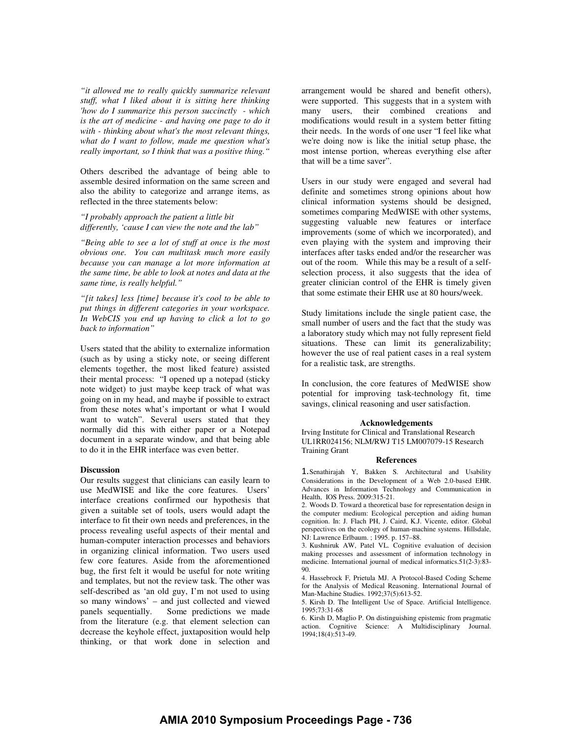*"it allowed me to really quickly summarize relevant stuff, what I liked about it is sitting here thinking 'how do I summarize this person succinctly - which is the art of medicine - and having one page to do it with - thinking about what's the most relevant things, what do I want to follow, made me question what's really important, so I think that was a positive thing."*

Others described the advantage of being able to assemble desired information on the same screen and also the ability to categorize and arrange items, as reflected in the three statements below:

*"I probably approach the patient a little bit differently, 'cause I can view the note and the lab"*

*"Being able to see a lot of stuff at once is the most obvious one. You can multitask much more easily because you can manage a lot more information at the same time, be able to look at notes and data at the same time, is really helpful."*

*"[it takes] less [time] because it's cool to be able to put things in different categories in your workspace. In WebCIS you end up having to click a lot to go back to information"*

Users stated that the ability to externalize information (such as by using a sticky note, or seeing different elements together, the most liked feature) assisted their mental process: "I opened up a notepad (sticky note widget) to just maybe keep track of what was going on in my head, and maybe if possible to extract from these notes what's important or what I would want to watch". Several users stated that they normally did this with either paper or a Notepad document in a separate window, and that being able to do it in the EHR interface was even better.

**Discussion**

Our results suggest that clinicians can easily learn to use MedWISE and like the core features. Users' interface creations confirmed our hypothesis that given a suitable set of tools, users would adapt the interface to fit their own needs and preferences, in the process revealing useful aspects of their mental and human-computer interaction processes and behaviors in organizing clinical information. Two users used few core features. Aside from the aforementioned bug, the first felt it would be useful for note writing and templates, but not the review task. The other was self-described as 'an old guy, I'm not used to using so many windows' – and just collected and viewed panels sequentially. Some predictions we made from the literature (e.g. that element selection can decrease the keyhole effect, juxtaposition would help thinking, or that work done in selection and arrangement would be shared and benefit others), were supported. This suggests that in a system with many users, their combined creations and modifications would result in a system better fitting their needs. In the words of one user "I feel like what we're doing now is like the initial setup phase, the most intense portion, whereas everything else after that will be a time saver".

Users in our study were engaged and several had definite and sometimes strong opinions about how clinical information systems should be designed, sometimes comparing MedWISE with other systems, suggesting valuable new features or interface improvements (some of which we incorporated), and even playing with the system and improving their interfaces after tasks ended and/or the researcher was out of the room. While this may be a result of a self-selection process, it also suggests that the idea of greater clinician control of the EHR is timely given that some estimate their EHR use at 80 hours/week.

Study limitations include the single patient case, the small number of users and the fact that the study was a laboratory study which may not fully represent field situations. These can limit its generalizability; however the use of real patient cases in a real system for a realistic task, are strengths.

In conclusion, the core features of MedWISE show potential for improving task-technology fit, time savings, clinical reasoning and user satisfaction.

**Acknowledgements**

Irving Institute for Clinical and Translational Research UL1RR024156; NLM/RWJ T15 LM007079-15 Research Training Grant

**References**

1. Senathirajah Y, Bakken S. Architectural and Usability Considerations in the Development of a Web 2.0-based EHR. Advances in Information Technology and Communication in Health, IOS Press. 2009:315-21.
2. Woods D. Toward a theoretical base for representation design in the computer medium: Ecological perception and aiding human cognition. In: J. Flach PH, J. Caird, K.J. Vicente, editor. Global perspectives on the ecology of human-machine systems. Hillsdale, NJ: Lawrence Erlbaum. ; 1995. p. 157–88.
3. Kushniruk AW, Patel VL. Cognitive evaluation of decision making processes and assessment of information technology in medicine. International journal of medical informatics.51(2-3):83-90.
4. Hassebrock F, Prietula MJ. A Protocol-Based Coding Scheme for the Analysis of Medical Reasoning. International Journal of Man-Machine Studies. 1992;37(5):613-52.
5. Kirsh D. The Intelligent Use of Space. Artificial Intelligence. 1995;73:31-68
6. Kirsh D, Maglio P. On distinguishing epistemic from pragmatic action. Cognitive Science: A Multidisciplinary Journal. 1994;18(4):513-49.